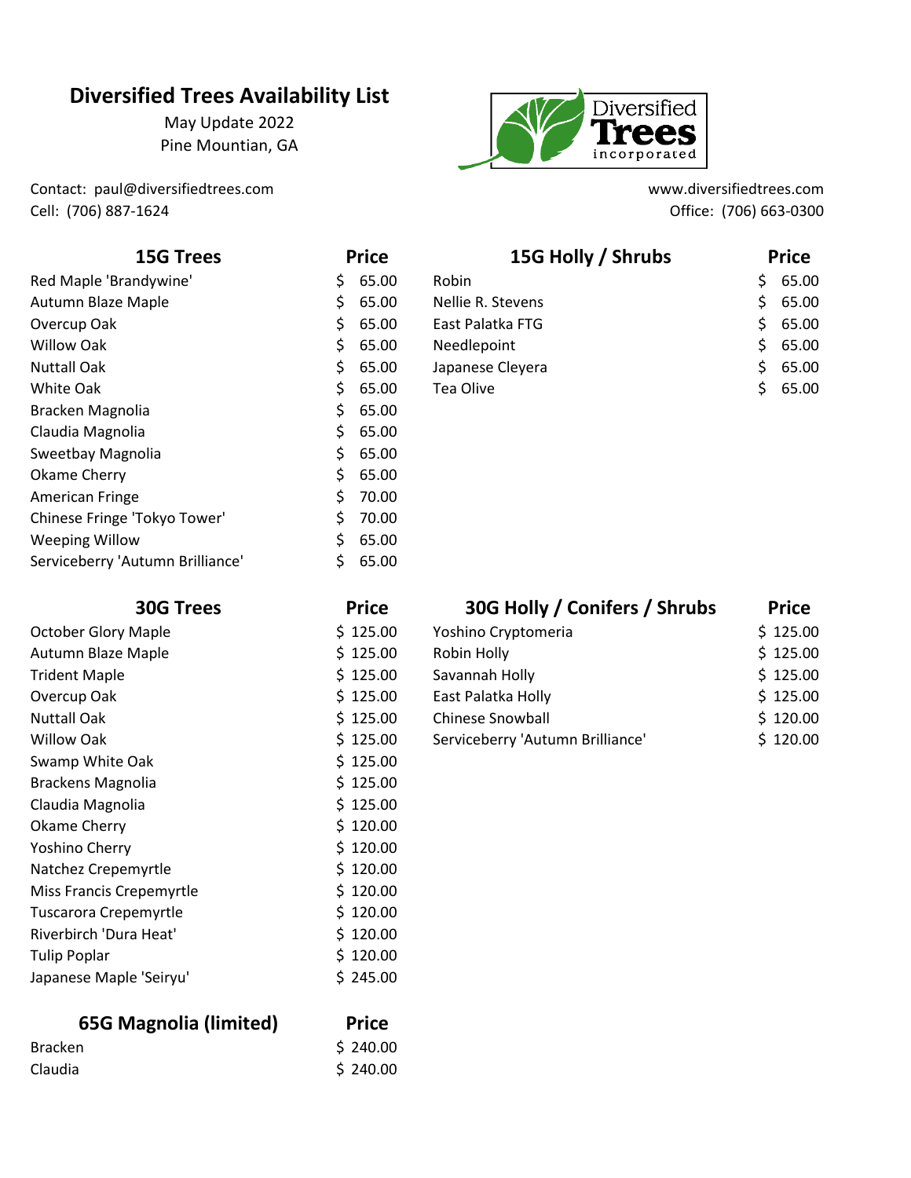# Diversified Trees Availability List

May Update 2022
Pine Mountian, GA

Contact: paul@diversifiedtrees.com
Cell: (706) 887-1624

www.diversifiedtrees.com
Office: (706) 663-0300

| 15G Trees | Price |
|---|---|
| Red Maple 'Brandywine' | $ 65.00 |
| Autumn Blaze Maple | $ 65.00 |
| Overcup Oak | $ 65.00 |
| Willow Oak | $ 65.00 |
| Nuttall Oak | $ 65.00 |
| White Oak | $ 65.00 |
| Bracken Magnolia | $ 65.00 |
| Claudia Magnolia | $ 65.00 |
| Sweetbay Magnolia | $ 65.00 |
| Okame Cherry | $ 65.00 |
| American Fringe | $ 70.00 |
| Chinese Fringe 'Tokyo Tower' | $ 70.00 |
| Weeping Willow | $ 65.00 |
| Serviceberry 'Autumn Brilliance' | $ 65.00 |

| 15G Holly / Shrubs | Price |
|---|---|
| Robin | $ 65.00 |
| Nellie R. Stevens | $ 65.00 |
| East Palatka FTG | $ 65.00 |
| Needlepoint | $ 65.00 |
| Japanese Cleyera | $ 65.00 |
| Tea Olive | $ 65.00 |

| 30G Trees | Price |
|---|---|
| October Glory Maple | $ 125.00 |
| Autumn Blaze Maple | $ 125.00 |
| Trident Maple | $ 125.00 |
| Overcup Oak | $ 125.00 |
| Nuttall Oak | $ 125.00 |
| Willow Oak | $ 125.00 |
| Swamp White Oak | $ 125.00 |
| Brackens Magnolia | $ 125.00 |
| Claudia Magnolia | $ 125.00 |
| Okame Cherry | $ 120.00 |
| Yoshino Cherry | $ 120.00 |
| Natchez Crepemyrtle | $ 120.00 |
| Miss Francis Crepemyrtle | $ 120.00 |
| Tuscarora Crepemyrtle | $ 120.00 |
| Riverbirch 'Dura Heat' | $ 120.00 |
| Tulip Poplar | $ 120.00 |
| Japanese Maple 'Seiryu' | $ 245.00 |

| 30G Holly / Conifers / Shrubs | Price |
|---|---|
| Yoshino Cryptomeria | $ 125.00 |
| Robin Holly | $ 125.00 |
| Savannah Holly | $ 125.00 |
| East Palatka Holly | $ 125.00 |
| Chinese Snowball | $ 120.00 |
| Serviceberry 'Autumn Brilliance' | $ 120.00 |

| 65G Magnolia (limited) | Price |
|---|---|
| Bracken | $ 240.00 |
| Claudia | $ 240.00 |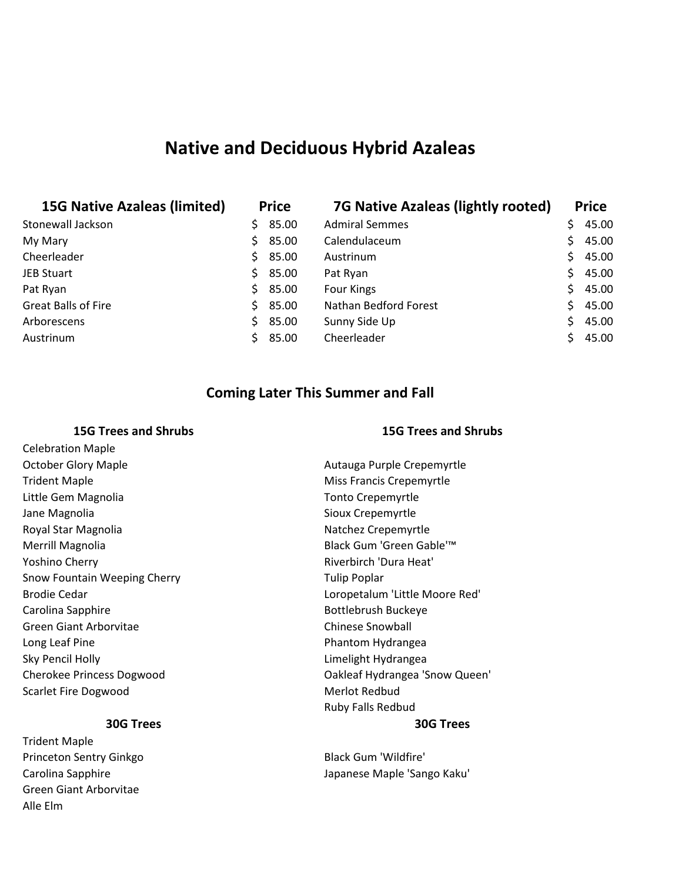# Native and Deciduous Hybrid Azaleas

| 15G Native Azaleas (limited) | Price |
|---|---|
| Stonewall Jackson | $ 85.00 |
| My Mary | $ 85.00 |
| Cheerleader | $ 85.00 |
| JEB Stuart | $ 85.00 |
| Pat Ryan | $ 85.00 |
| Great Balls of Fire | $ 85.00 |
| Arborescens | $ 85.00 |
| Austrinum | $ 85.00 |

| 7G Native Azaleas (lightly rooted) | Price |
|---|---|
| Admiral Semmes | $ 45.00 |
| Calendulaceum | $ 45.00 |
| Austrinum | $ 45.00 |
| Pat Ryan | $ 45.00 |
| Four Kings | $ 45.00 |
| Nathan Bedford Forest | $ 45.00 |
| Sunny Side Up | $ 45.00 |
| Cheerleader | $ 45.00 |

## Coming Later This Summer and Fall

### 15G Trees and Shrubs

Celebration Maple
October Glory Maple
Trident Maple
Little Gem Magnolia
Jane Magnolia
Royal Star Magnolia
Merrill Magnolia
Yoshino Cherry
Snow Fountain Weeping Cherry
Brodie Cedar
Carolina Sapphire
Green Giant Arborvitae
Long Leaf Pine
Sky Pencil Holly
Cherokee Princess Dogwood
Scarlet Fire Dogwood

### 30G Trees

Trident Maple
Princeton Sentry Ginkgo
Carolina Sapphire
Green Giant Arborvitae
Alle Elm

### 15G Trees and Shrubs

Autauga Purple Crepemyrtle
Miss Francis Crepemyrtle
Tonto Crepemyrtle
Sioux Crepemyrtle
Natchez Crepemyrtle
Black Gum 'Green Gable'™
Riverbirch 'Dura Heat'
Tulip Poplar
Loropetalum 'Little Moore Red'
Bottlebrush Buckeye
Chinese Snowball
Phantom Hydrangea
Limelight Hydrangea
Oakleaf Hydrangea 'Snow Queen'
Merlot Redbud
Ruby Falls Redbud

### 30G Trees

Black Gum 'Wildfire'
Japanese Maple 'Sango Kaku'